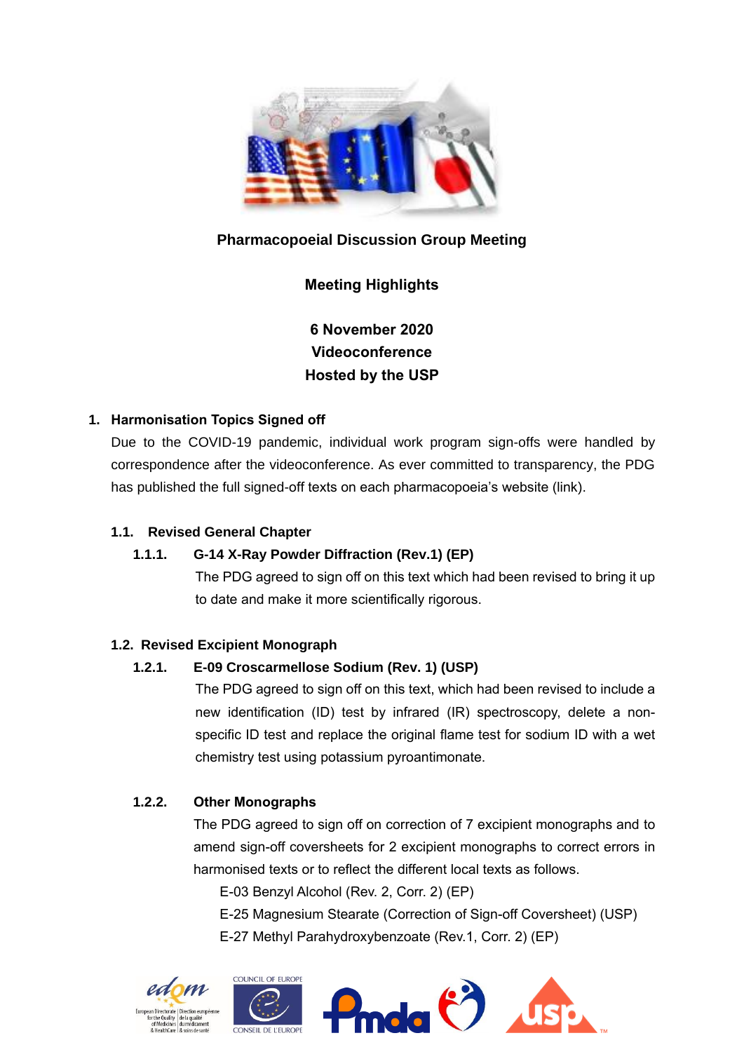# Pharmacopoeial Discussion Group Meeting

## Meeting Highlights

**6 November 2020**
**Videoconference**
**Hosted by the USP**

## 1. Harmonisation Topics Signed off

Due to the COVID-19 pandemic, individual work program sign-offs were handled by correspondence after the videoconference. As ever committed to transparency, the PDG has published the full signed-off texts on each pharmacopoeia's website (link).

### 1.1. Revised General Chapter

#### 1.1.1. G-14 X-Ray Powder Diffraction (Rev.1) (EP)

The PDG agreed to sign off on this text which had been revised to bring it up to date and make it more scientifically rigorous.

### 1.2. Revised Excipient Monograph

#### 1.2.1. E-09 Croscarmellose Sodium (Rev. 1) (USP)

The PDG agreed to sign off on this text, which had been revised to include a new identification (ID) test by infrared (IR) spectroscopy, delete a non-specific ID test and replace the original flame test for sodium ID with a wet chemistry test using potassium pyroantimonate.

#### 1.2.2. Other Monographs

The PDG agreed to sign off on correction of 7 excipient monographs and to amend sign-off coversheets for 2 excipient monographs to correct errors in harmonised texts or to reflect the different local texts as follows.

E-03 Benzyl Alcohol (Rev. 2, Corr. 2) (EP)
E-25 Magnesium Stearate (Correction of Sign-off Coversheet) (USP)
E-27 Methyl Parahydroxybenzoate (Rev.1, Corr. 2) (EP)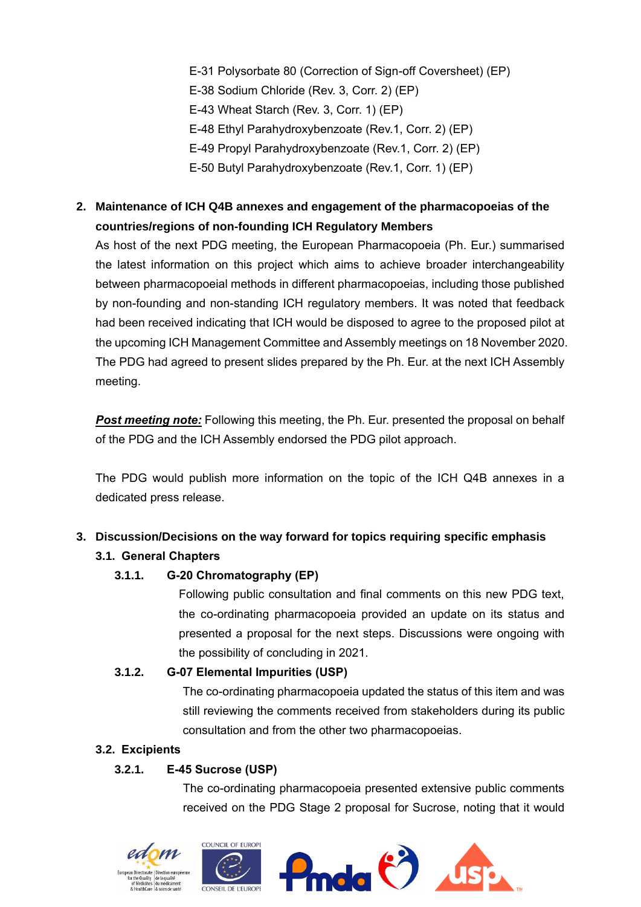E-31 Polysorbate 80 (Correction of Sign-off Coversheet) (EP)
E-38 Sodium Chloride (Rev. 3, Corr. 2) (EP)
E-43 Wheat Starch (Rev. 3, Corr. 1) (EP)
E-48 Ethyl Parahydroxybenzoate (Rev.1, Corr. 2) (EP)
E-49 Propyl Parahydroxybenzoate (Rev.1, Corr. 2) (EP)
E-50 Butyl Parahydroxybenzoate (Rev.1, Corr. 1) (EP)

## 2. Maintenance of ICH Q4B annexes and engagement of the pharmacopoeias of the countries/regions of non-founding ICH Regulatory Members

As host of the next PDG meeting, the European Pharmacopoeia (Ph. Eur.) summarised the latest information on this project which aims to achieve broader interchangeability between pharmacopoeial methods in different pharmacopoeias, including those published by non-founding and non-standing ICH regulatory members. It was noted that feedback had been received indicating that ICH would be disposed to agree to the proposed pilot at the upcoming ICH Management Committee and Assembly meetings on 18 November 2020. The PDG had agreed to present slides prepared by the Ph. Eur. at the next ICH Assembly meeting.

***Post meeting note:*** Following this meeting, the Ph. Eur. presented the proposal on behalf of the PDG and the ICH Assembly endorsed the PDG pilot approach.

The PDG would publish more information on the topic of the ICH Q4B annexes in a dedicated press release.

## 3. Discussion/Decisions on the way forward for topics requiring specific emphasis

### 3.1. General Chapters

#### 3.1.1. G-20 Chromatography (EP)

Following public consultation and final comments on this new PDG text, the co-ordinating pharmacopoeia provided an update on its status and presented a proposal for the next steps. Discussions were ongoing with the possibility of concluding in 2021.

#### 3.1.2. G-07 Elemental Impurities (USP)

The co-ordinating pharmacopoeia updated the status of this item and was still reviewing the comments received from stakeholders during its public consultation and from the other two pharmacopoeias.

### 3.2. Excipients

#### 3.2.1. E-45 Sucrose (USP)

The co-ordinating pharmacopoeia presented extensive public comments received on the PDG Stage 2 proposal for Sucrose, noting that it would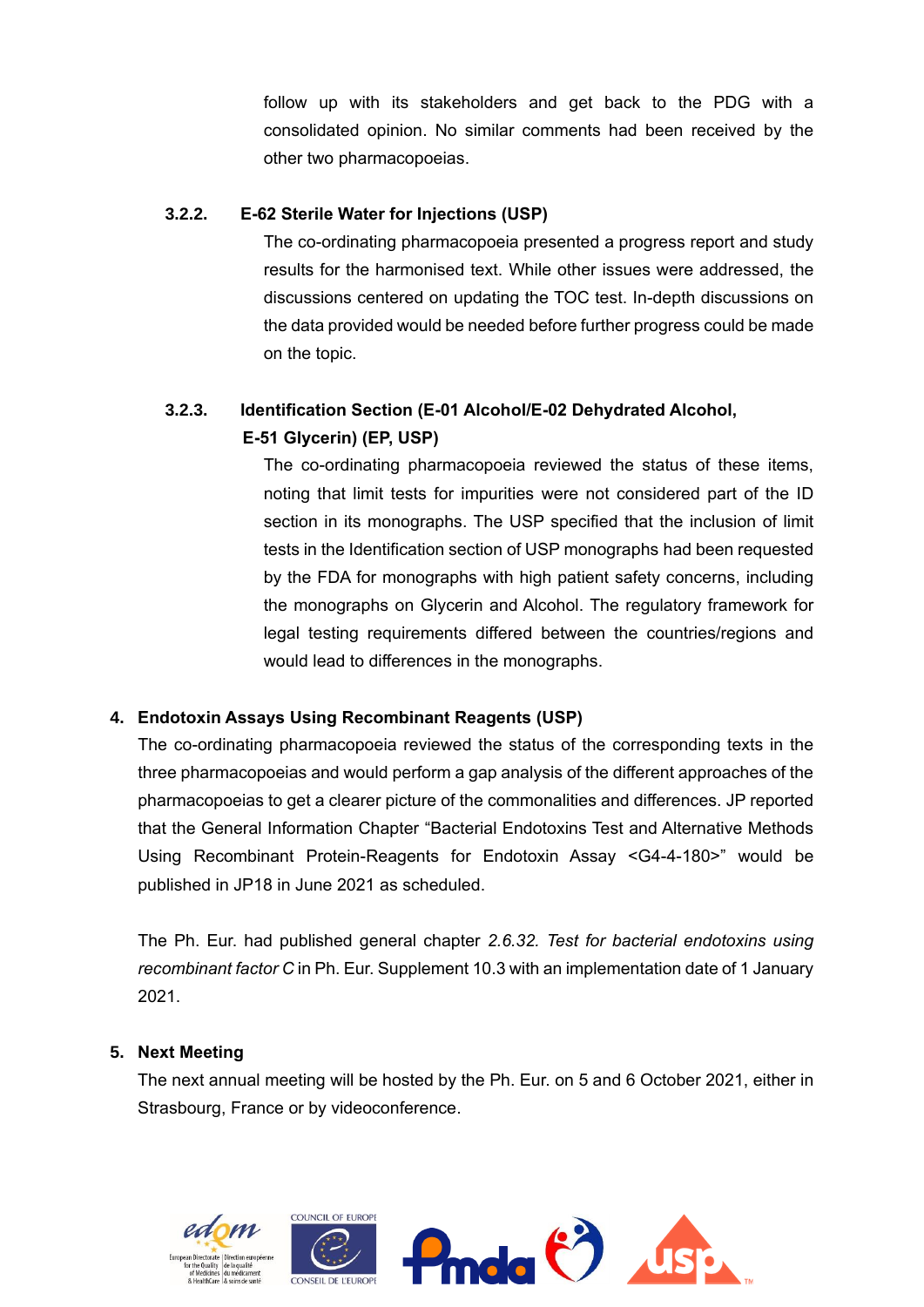follow up with its stakeholders and get back to the PDG with a consolidated opinion. No similar comments had been received by the other two pharmacopoeias.

### 3.2.2. E-62 Sterile Water for Injections (USP)

The co-ordinating pharmacopoeia presented a progress report and study results for the harmonised text. While other issues were addressed, the discussions centered on updating the TOC test. In-depth discussions on the data provided would be needed before further progress could be made on the topic.

### 3.2.3. Identification Section (E-01 Alcohol/E-02 Dehydrated Alcohol, E-51 Glycerin) (EP, USP)

The co-ordinating pharmacopoeia reviewed the status of these items, noting that limit tests for impurities were not considered part of the ID section in its monographs. The USP specified that the inclusion of limit tests in the Identification section of USP monographs had been requested by the FDA for monographs with high patient safety concerns, including the monographs on Glycerin and Alcohol. The regulatory framework for legal testing requirements differed between the countries/regions and would lead to differences in the monographs.

## 4. Endotoxin Assays Using Recombinant Reagents (USP)

The co-ordinating pharmacopoeia reviewed the status of the corresponding texts in the three pharmacopoeias and would perform a gap analysis of the different approaches of the pharmacopoeias to get a clearer picture of the commonalities and differences. JP reported that the General Information Chapter "Bacterial Endotoxins Test and Alternative Methods Using Recombinant Protein-Reagents for Endotoxin Assay <G4-4-180>" would be published in JP18 in June 2021 as scheduled.

The Ph. Eur. had published general chapter *2.6.32. Test for bacterial endotoxins using recombinant factor C* in Ph. Eur. Supplement 10.3 with an implementation date of 1 January 2021.

## 5. Next Meeting

The next annual meeting will be hosted by the Ph. Eur. on 5 and 6 October 2021, either in Strasbourg, France or by videoconference.